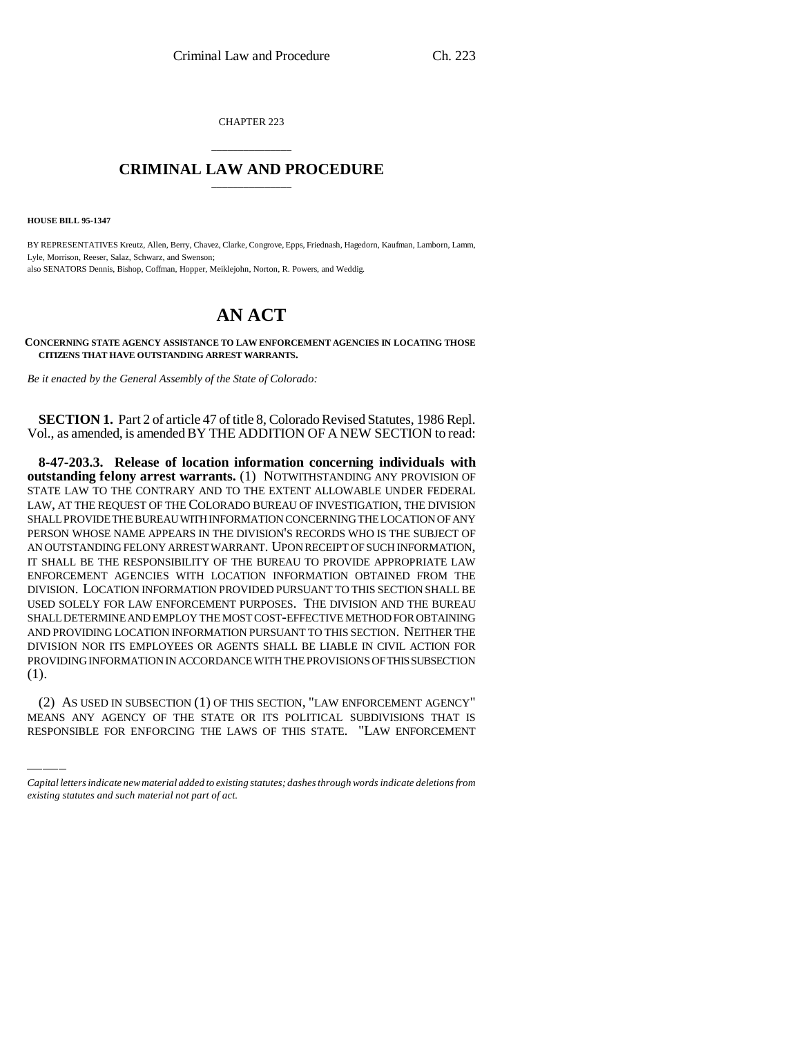CHAPTER 223

# CRIMINAL LAW AND PROCEDURE

**HOUSE BILL 95-1347**

BY REPRESENTATIVES Kreutz, Allen, Berry, Chavez, Clarke, Congrove, Epps, Friednash, Hagedorn, Kaufman, Lamborn, Lamm, Lyle, Morrison, Reeser, Salaz, Schwarz, and Swenson;
also SENATORS Dennis, Bishop, Coffman, Hopper, Meiklejohn, Norton, R. Powers, and Weddig.

# AN ACT

**CONCERNING STATE AGENCY ASSISTANCE TO LAW ENFORCEMENT AGENCIES IN LOCATING THOSE CITIZENS THAT HAVE OUTSTANDING ARREST WARRANTS.**

*Be it enacted by the General Assembly of the State of Colorado:*

**SECTION 1.** Part 2 of article 47 of title 8, Colorado Revised Statutes, 1986 Repl. Vol., as amended, is amended BY THE ADDITION OF A NEW SECTION to read:

**8-47-203.3. Release of location information concerning individuals with outstanding felony arrest warrants.** (1) NOTWITHSTANDING ANY PROVISION OF STATE LAW TO THE CONTRARY AND TO THE EXTENT ALLOWABLE UNDER FEDERAL LAW, AT THE REQUEST OF THE COLORADO BUREAU OF INVESTIGATION, THE DIVISION SHALL PROVIDE THE BUREAU WITH INFORMATION CONCERNING THE LOCATION OF ANY PERSON WHOSE NAME APPEARS IN THE DIVISION'S RECORDS WHO IS THE SUBJECT OF AN OUTSTANDING FELONY ARREST WARRANT. UPON RECEIPT OF SUCH INFORMATION, IT SHALL BE THE RESPONSIBILITY OF THE BUREAU TO PROVIDE APPROPRIATE LAW ENFORCEMENT AGENCIES WITH LOCATION INFORMATION OBTAINED FROM THE DIVISION. LOCATION INFORMATION PROVIDED PURSUANT TO THIS SECTION SHALL BE USED SOLELY FOR LAW ENFORCEMENT PURPOSES. THE DIVISION AND THE BUREAU SHALL DETERMINE AND EMPLOY THE MOST COST-EFFECTIVE METHOD FOR OBTAINING AND PROVIDING LOCATION INFORMATION PURSUANT TO THIS SECTION. NEITHER THE DIVISION NOR ITS EMPLOYEES OR AGENTS SHALL BE LIABLE IN CIVIL ACTION FOR PROVIDING INFORMATION IN ACCORDANCE WITH THE PROVISIONS OF THIS SUBSECTION (1).

(2) AS USED IN SUBSECTION (1) OF THIS SECTION, "LAW ENFORCEMENT AGENCY" MEANS ANY AGENCY OF THE STATE OR ITS POLITICAL SUBDIVISIONS THAT IS RESPONSIBLE FOR ENFORCING THE LAWS OF THIS STATE. "LAW ENFORCEMENT

*Capital letters indicate new material added to existing statutes; dashes through words indicate deletions from existing statutes and such material not part of act.*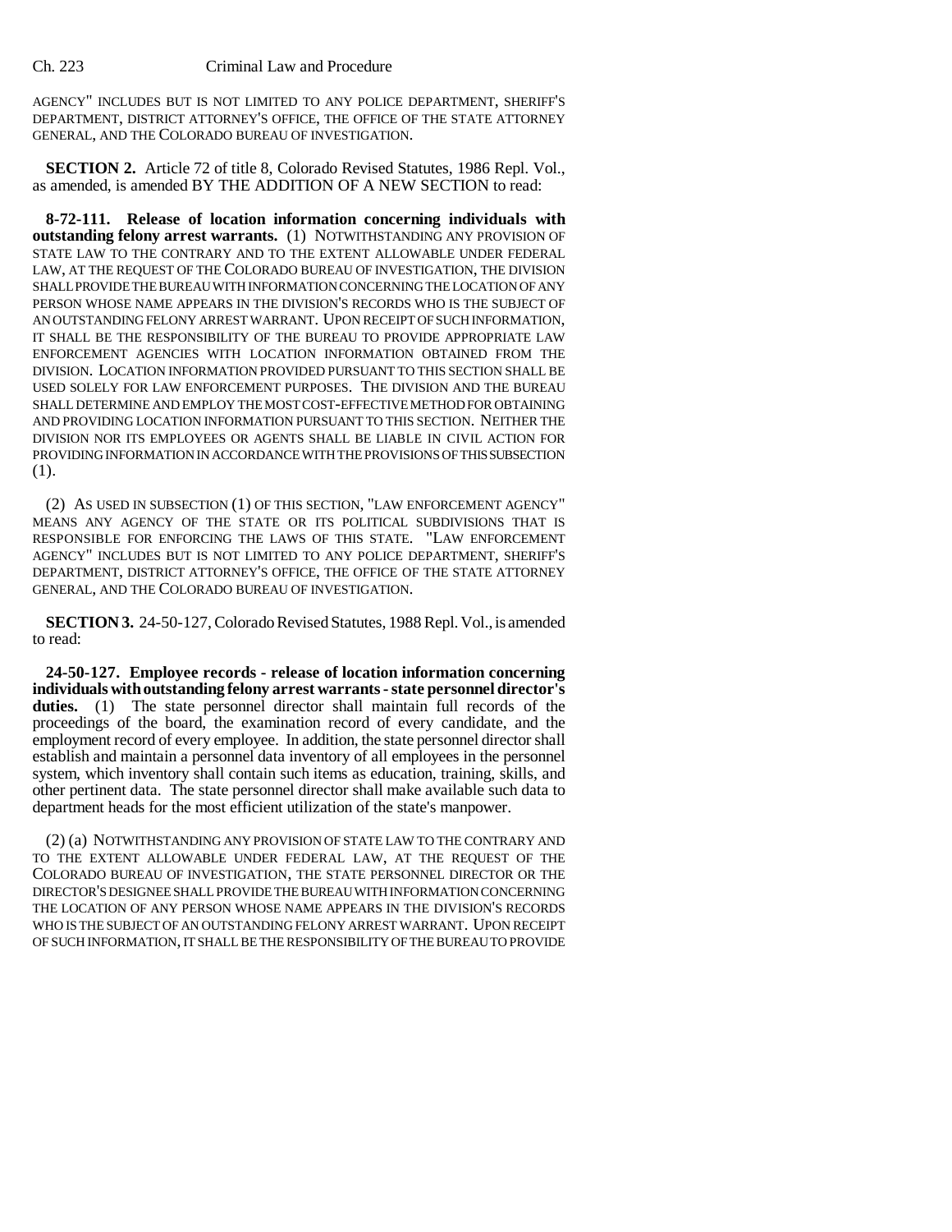AGENCY" INCLUDES BUT IS NOT LIMITED TO ANY POLICE DEPARTMENT, SHERIFF'S DEPARTMENT, DISTRICT ATTORNEY'S OFFICE, THE OFFICE OF THE STATE ATTORNEY GENERAL, AND THE COLORADO BUREAU OF INVESTIGATION.

**SECTION 2.** Article 72 of title 8, Colorado Revised Statutes, 1986 Repl. Vol., as amended, is amended BY THE ADDITION OF A NEW SECTION to read:

**8-72-111. Release of location information concerning individuals with outstanding felony arrest warrants.** (1) NOTWITHSTANDING ANY PROVISION OF STATE LAW TO THE CONTRARY AND TO THE EXTENT ALLOWABLE UNDER FEDERAL LAW, AT THE REQUEST OF THE COLORADO BUREAU OF INVESTIGATION, THE DIVISION SHALL PROVIDE THE BUREAU WITH INFORMATION CONCERNING THE LOCATION OF ANY PERSON WHOSE NAME APPEARS IN THE DIVISION'S RECORDS WHO IS THE SUBJECT OF AN OUTSTANDING FELONY ARREST WARRANT. UPON RECEIPT OF SUCH INFORMATION, IT SHALL BE THE RESPONSIBILITY OF THE BUREAU TO PROVIDE APPROPRIATE LAW ENFORCEMENT AGENCIES WITH LOCATION INFORMATION OBTAINED FROM THE DIVISION. LOCATION INFORMATION PROVIDED PURSUANT TO THIS SECTION SHALL BE USED SOLELY FOR LAW ENFORCEMENT PURPOSES. THE DIVISION AND THE BUREAU SHALL DETERMINE AND EMPLOY THE MOST COST-EFFECTIVE METHOD FOR OBTAINING AND PROVIDING LOCATION INFORMATION PURSUANT TO THIS SECTION. NEITHER THE DIVISION NOR ITS EMPLOYEES OR AGENTS SHALL BE LIABLE IN CIVIL ACTION FOR PROVIDING INFORMATION IN ACCORDANCE WITH THE PROVISIONS OF THIS SUBSECTION (1).

(2) AS USED IN SUBSECTION (1) OF THIS SECTION, "LAW ENFORCEMENT AGENCY" MEANS ANY AGENCY OF THE STATE OR ITS POLITICAL SUBDIVISIONS THAT IS RESPONSIBLE FOR ENFORCING THE LAWS OF THIS STATE. "LAW ENFORCEMENT AGENCY" INCLUDES BUT IS NOT LIMITED TO ANY POLICE DEPARTMENT, SHERIFF'S DEPARTMENT, DISTRICT ATTORNEY'S OFFICE, THE OFFICE OF THE STATE ATTORNEY GENERAL, AND THE COLORADO BUREAU OF INVESTIGATION.

**SECTION 3.** 24-50-127, Colorado Revised Statutes, 1988 Repl. Vol., is amended to read:

**24-50-127. Employee records - release of location information concerning individuals with outstanding felony arrest warrants - state personnel director's duties.** (1) The state personnel director shall maintain full records of the proceedings of the board, the examination record of every candidate, and the employment record of every employee. In addition, the state personnel director shall establish and maintain a personnel data inventory of all employees in the personnel system, which inventory shall contain such items as education, training, skills, and other pertinent data. The state personnel director shall make available such data to department heads for the most efficient utilization of the state's manpower.

(2) (a) NOTWITHSTANDING ANY PROVISION OF STATE LAW TO THE CONTRARY AND TO THE EXTENT ALLOWABLE UNDER FEDERAL LAW, AT THE REQUEST OF THE COLORADO BUREAU OF INVESTIGATION, THE STATE PERSONNEL DIRECTOR OR THE DIRECTOR'S DESIGNEE SHALL PROVIDE THE BUREAU WITH INFORMATION CONCERNING THE LOCATION OF ANY PERSON WHOSE NAME APPEARS IN THE DIVISION'S RECORDS WHO IS THE SUBJECT OF AN OUTSTANDING FELONY ARREST WARRANT. UPON RECEIPT OF SUCH INFORMATION, IT SHALL BE THE RESPONSIBILITY OF THE BUREAU TO PROVIDE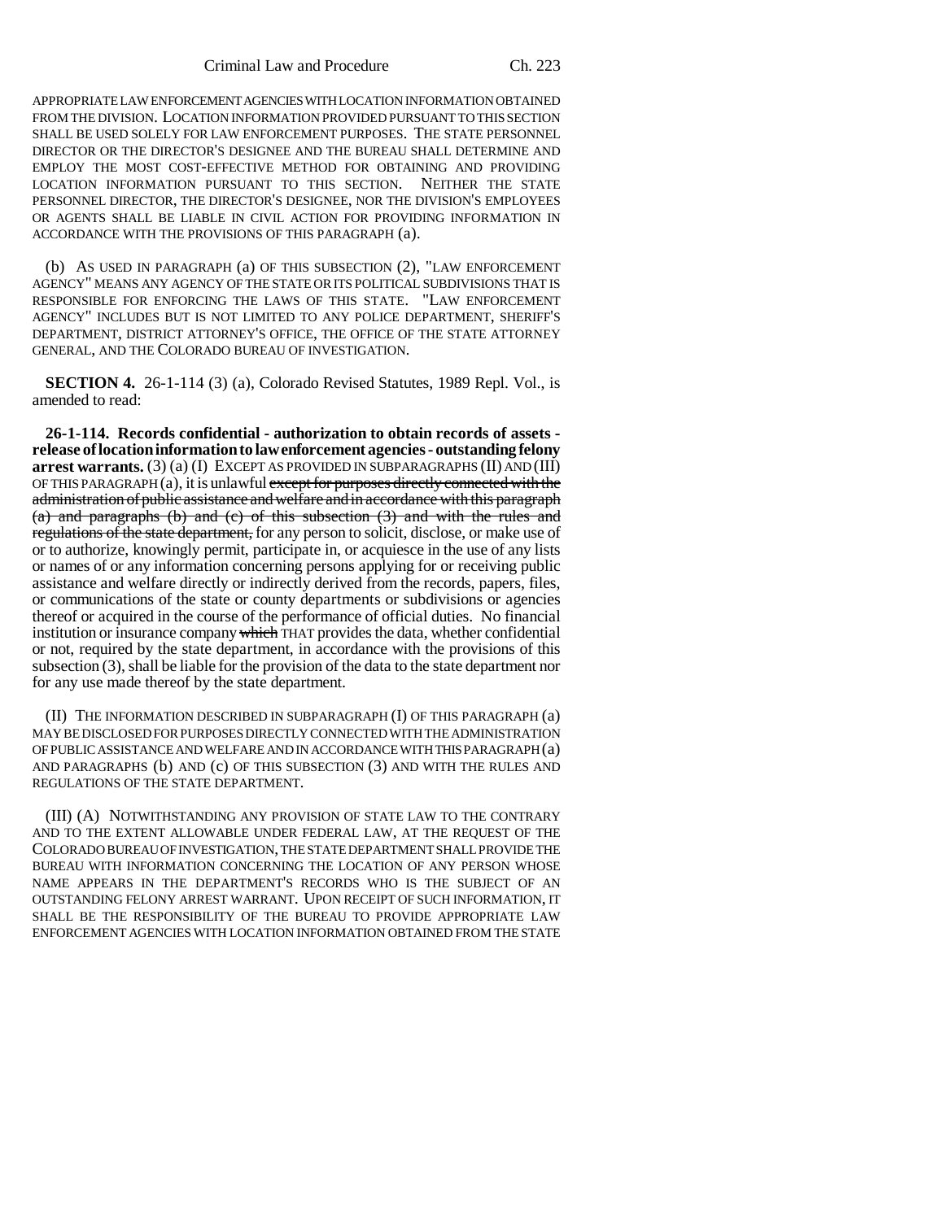APPROPRIATE LAW ENFORCEMENT AGENCIES WITH LOCATION INFORMATION OBTAINED FROM THE DIVISION. LOCATION INFORMATION PROVIDED PURSUANT TO THIS SECTION SHALL BE USED SOLELY FOR LAW ENFORCEMENT PURPOSES. THE STATE PERSONNEL DIRECTOR OR THE DIRECTOR'S DESIGNEE AND THE BUREAU SHALL DETERMINE AND EMPLOY THE MOST COST-EFFECTIVE METHOD FOR OBTAINING AND PROVIDING LOCATION INFORMATION PURSUANT TO THIS SECTION. NEITHER THE STATE PERSONNEL DIRECTOR, THE DIRECTOR'S DESIGNEE, NOR THE DIVISION'S EMPLOYEES OR AGENTS SHALL BE LIABLE IN CIVIL ACTION FOR PROVIDING INFORMATION IN ACCORDANCE WITH THE PROVISIONS OF THIS PARAGRAPH (a).

(b) AS USED IN PARAGRAPH (a) OF THIS SUBSECTION (2), "LAW ENFORCEMENT AGENCY" MEANS ANY AGENCY OF THE STATE OR ITS POLITICAL SUBDIVISIONS THAT IS RESPONSIBLE FOR ENFORCING THE LAWS OF THIS STATE. "LAW ENFORCEMENT AGENCY" INCLUDES BUT IS NOT LIMITED TO ANY POLICE DEPARTMENT, SHERIFF'S DEPARTMENT, DISTRICT ATTORNEY'S OFFICE, THE OFFICE OF THE STATE ATTORNEY GENERAL, AND THE COLORADO BUREAU OF INVESTIGATION.

**SECTION 4.** 26-1-114 (3) (a), Colorado Revised Statutes, 1989 Repl. Vol., is amended to read:

**26-1-114. Records confidential - authorization to obtain records of assets - release of location information to law enforcement agencies - outstanding felony arrest warrants.** (3) (a) (I) EXCEPT AS PROVIDED IN SUBPARAGRAPHS (II) AND (III) OF THIS PARAGRAPH (a), it is unlawful ~~except for purposes directly connected with the administration of public assistance and welfare and in accordance with this paragraph (a) and paragraphs (b) and (c) of this subsection (3) and with the rules and regulations of the state department,~~ for any person to solicit, disclose, or make use of or to authorize, knowingly permit, participate in, or acquiesce in the use of any lists or names of or any information concerning persons applying for or receiving public assistance and welfare directly or indirectly derived from the records, papers, files, or communications of the state or county departments or subdivisions or agencies thereof or acquired in the course of the performance of official duties. No financial institution or insurance company ~~which~~ THAT provides the data, whether confidential or not, required by the state department, in accordance with the provisions of this subsection (3), shall be liable for the provision of the data to the state department nor for any use made thereof by the state department.

(II) THE INFORMATION DESCRIBED IN SUBPARAGRAPH (I) OF THIS PARAGRAPH (a) MAY BE DISCLOSED FOR PURPOSES DIRECTLY CONNECTED WITH THE ADMINISTRATION OF PUBLIC ASSISTANCE AND WELFARE AND IN ACCORDANCE WITH THIS PARAGRAPH (a) AND PARAGRAPHS (b) AND (c) OF THIS SUBSECTION (3) AND WITH THE RULES AND REGULATIONS OF THE STATE DEPARTMENT.

(III) (A) NOTWITHSTANDING ANY PROVISION OF STATE LAW TO THE CONTRARY AND TO THE EXTENT ALLOWABLE UNDER FEDERAL LAW, AT THE REQUEST OF THE COLORADO BUREAU OF INVESTIGATION, THE STATE DEPARTMENT SHALL PROVIDE THE BUREAU WITH INFORMATION CONCERNING THE LOCATION OF ANY PERSON WHOSE NAME APPEARS IN THE DEPARTMENT'S RECORDS WHO IS THE SUBJECT OF AN OUTSTANDING FELONY ARREST WARRANT. UPON RECEIPT OF SUCH INFORMATION, IT SHALL BE THE RESPONSIBILITY OF THE BUREAU TO PROVIDE APPROPRIATE LAW ENFORCEMENT AGENCIES WITH LOCATION INFORMATION OBTAINED FROM THE STATE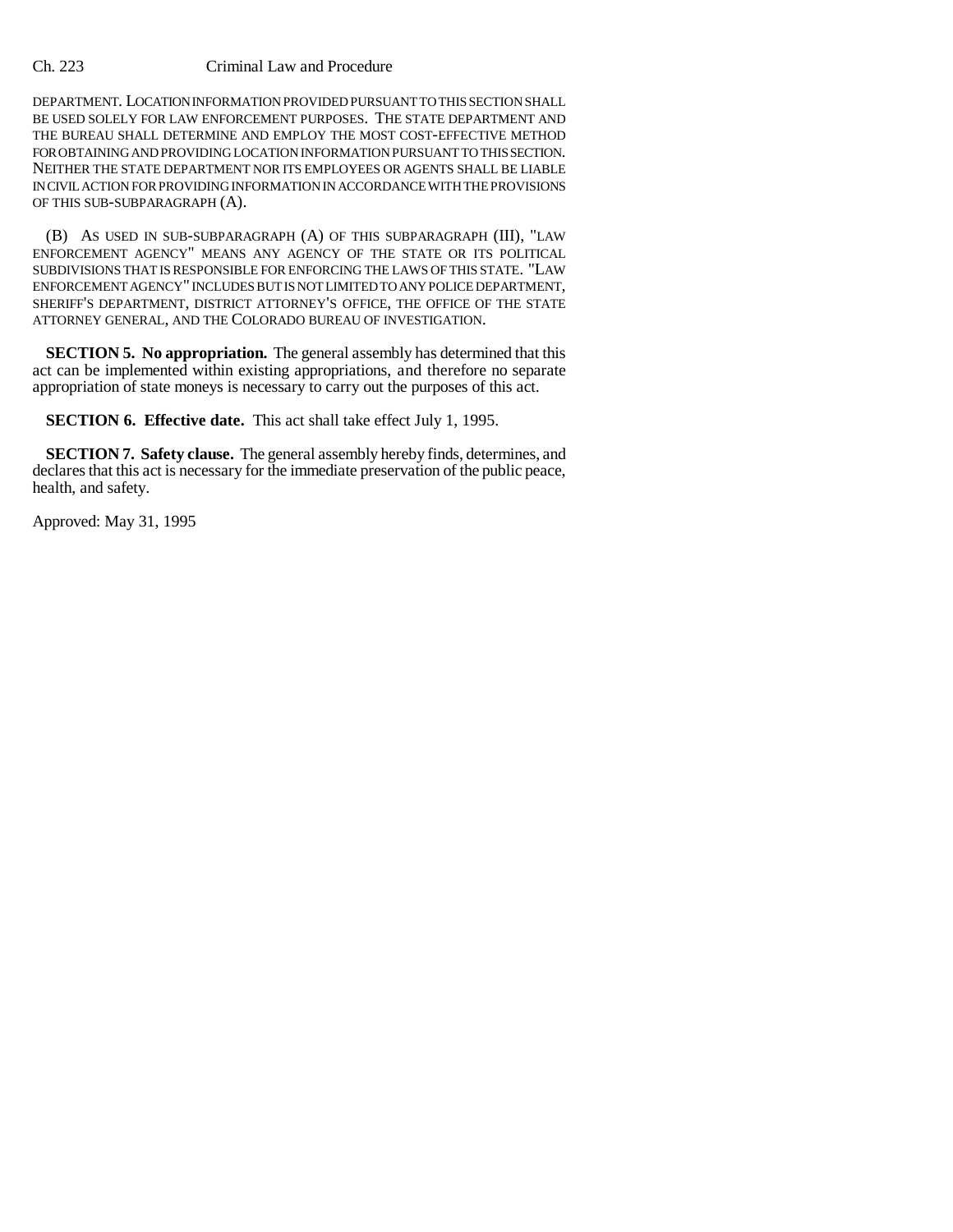DEPARTMENT. LOCATION INFORMATION PROVIDED PURSUANT TO THIS SECTION SHALL BE USED SOLELY FOR LAW ENFORCEMENT PURPOSES. THE STATE DEPARTMENT AND THE BUREAU SHALL DETERMINE AND EMPLOY THE MOST COST-EFFECTIVE METHOD FOR OBTAINING AND PROVIDING LOCATION INFORMATION PURSUANT TO THIS SECTION. NEITHER THE STATE DEPARTMENT NOR ITS EMPLOYEES OR AGENTS SHALL BE LIABLE IN CIVIL ACTION FOR PROVIDING INFORMATION IN ACCORDANCE WITH THE PROVISIONS OF THIS SUB-SUBPARAGRAPH (A).

(B) AS USED IN SUB-SUBPARAGRAPH (A) OF THIS SUBPARAGRAPH (III), "LAW ENFORCEMENT AGENCY" MEANS ANY AGENCY OF THE STATE OR ITS POLITICAL SUBDIVISIONS THAT IS RESPONSIBLE FOR ENFORCING THE LAWS OF THIS STATE. "LAW ENFORCEMENT AGENCY" INCLUDES BUT IS NOT LIMITED TO ANY POLICE DEPARTMENT, SHERIFF'S DEPARTMENT, DISTRICT ATTORNEY'S OFFICE, THE OFFICE OF THE STATE ATTORNEY GENERAL, AND THE COLORADO BUREAU OF INVESTIGATION.

**SECTION 5. No appropriation.** The general assembly has determined that this act can be implemented within existing appropriations, and therefore no separate appropriation of state moneys is necessary to carry out the purposes of this act.

**SECTION 6. Effective date.** This act shall take effect July 1, 1995.

**SECTION 7. Safety clause.** The general assembly hereby finds, determines, and declares that this act is necessary for the immediate preservation of the public peace, health, and safety.

Approved: May 31, 1995